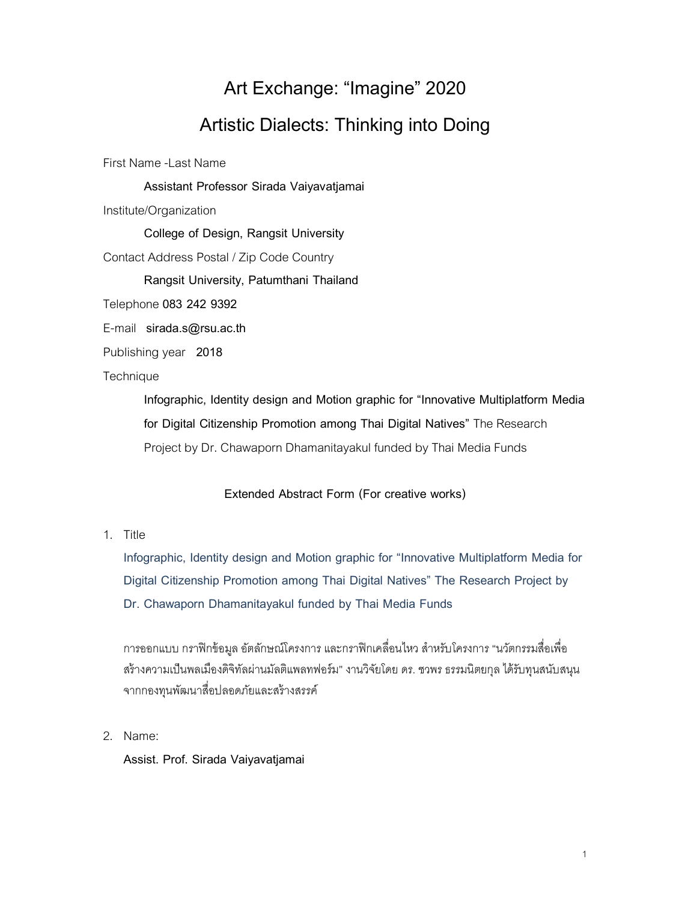# Art Exchange: "Imagine" 2020

## Artistic Dialects: Thinking into Doing

First Name -Last Name

**Assistant Professor Sirada Vaiyavatjamai**

Institute/Organization

**College of Design, Rangsit University**

Contact Address Postal / Zip Code Country

**Rangsit University, Patumthani Thailand**

Telephone **083 242 9392**

E-mail **sirada.s@rsu.ac.th**

Publishing year **2018**

Technique

**Infographic, Identity design and Motion graphic for "Innovative Multiplatform Media for Digital Citizenship Promotion among Thai Digital Natives"** The Research Project by Dr. Chawaporn Dhamanitayakul funded by Thai Media Funds

**Extended Abstract Form (For creative works)**

1. Title

   Infographic, Identity design and Motion graphic for "Innovative Multiplatform Media for Digital Citizenship Promotion among Thai Digital Natives" The Research Project by Dr. Chawaporn Dhamanitayakul funded by Thai Media Funds

   การออกแบบ กราฟิกข้อมูล อัตลักษณ์โครงการ และกราฟิกเคลื่อนไหว สำหรับโครงการ "นวัตกรรมสื่อเพื่อสร้างความเป็นพลเมืองดิจิทัลผ่านมัลติแพลทฟอร์ม" งานวิจัยโดย ดร. ชวพร ธรรมนิตยกุล ได้รับทุนสนับสนุนจากกองทุนพัฒนาสื่อปลอดภัยและสร้างสรรค์

2. Name:

   **Assist. Prof. Sirada Vaiyavatjamai**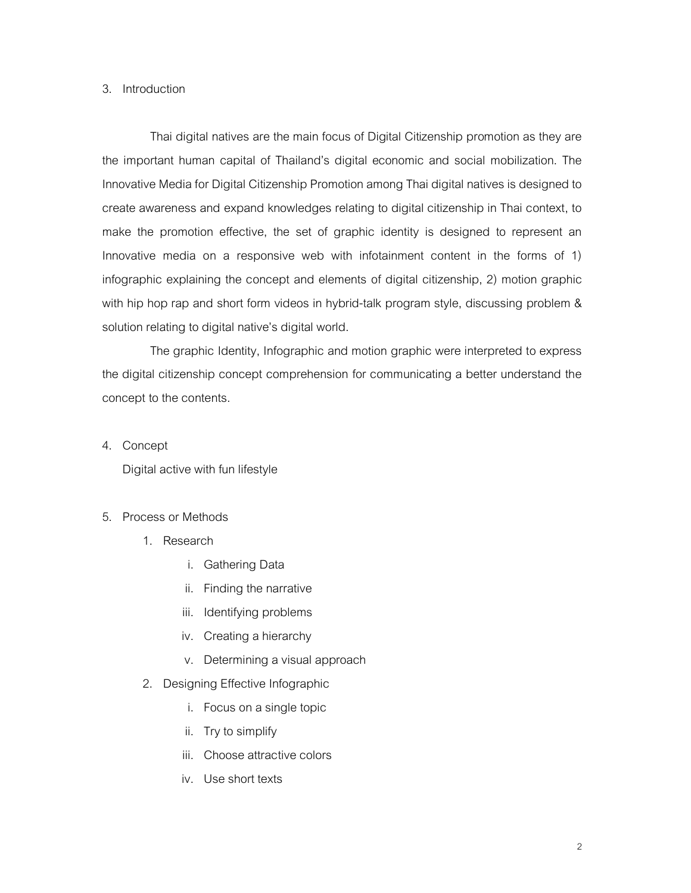## 3. Introduction

Thai digital natives are the main focus of Digital Citizenship promotion as they are the important human capital of Thailand's digital economic and social mobilization. The Innovative Media for Digital Citizenship Promotion among Thai digital natives is designed to create awareness and expand knowledges relating to digital citizenship in Thai context, to make the promotion effective, the set of graphic identity is designed to represent an Innovative media on a responsive web with infotainment content in the forms of 1) infographic explaining the concept and elements of digital citizenship, 2) motion graphic with hip hop rap and short form videos in hybrid-talk program style, discussing problem & solution relating to digital native's digital world.

The graphic Identity, Infographic and motion graphic were interpreted to express the digital citizenship concept comprehension for communicating a better understand the concept to the contents.

## 4. Concept

Digital active with fun lifestyle

## 5. Process or Methods

1. Research
   1. Gathering Data
   2. Finding the narrative
   3. Identifying problems
   4. Creating a hierarchy
   5. Determining a visual approach
2. Designing Effective Infographic
   1. Focus on a single topic
   2. Try to simplify
   3. Choose attractive colors
   4. Use short texts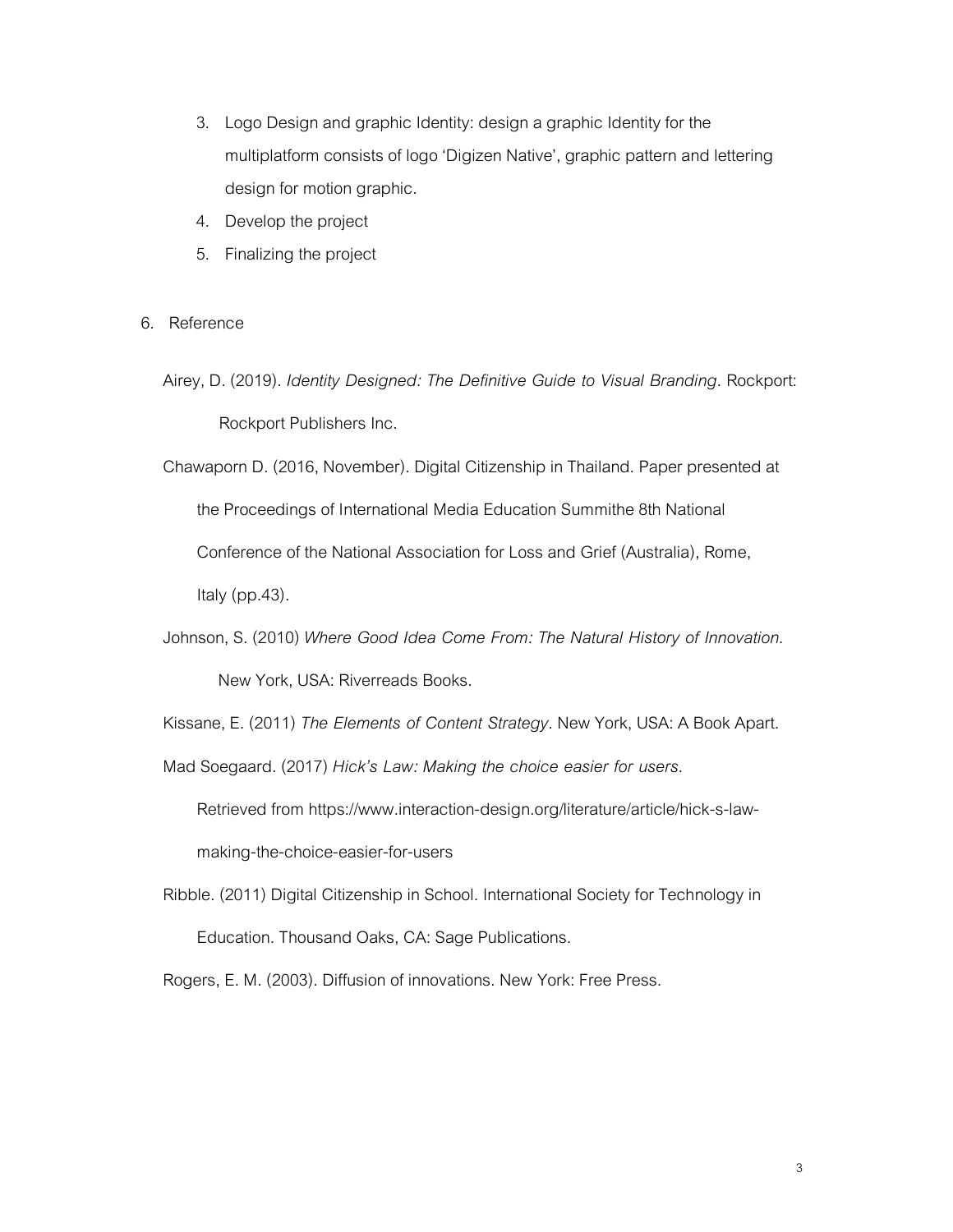3. Logo Design and graphic Identity: design a graphic Identity for the multiplatform consists of logo 'Digizen Native', graphic pattern and lettering design for motion graphic.
4. Develop the project
5. Finalizing the project

6. Reference

Airey, D. (2019). *Identity Designed: The Definitive Guide to Visual Branding*. Rockport: Rockport Publishers Inc.

Chawaporn D. (2016, November). Digital Citizenship in Thailand. Paper presented at the Proceedings of International Media Education Summithe 8th National Conference of the National Association for Loss and Grief (Australia), Rome, Italy (pp.43).

Johnson, S. (2010) *Where Good Idea Come From: The Natural History of Innovation*. New York, USA: Riverreads Books.

Kissane, E. (2011) *The Elements of Content Strategy*. New York, USA: A Book Apart.

Mad Soegaard. (2017) *Hick's Law: Making the choice easier for users*. Retrieved from https://www.interaction-design.org/literature/article/hick-s-law-making-the-choice-easier-for-users

Ribble. (2011) Digital Citizenship in School. International Society for Technology in Education. Thousand Oaks, CA: Sage Publications.

Rogers, E. M. (2003). Diffusion of innovations. New York: Free Press.